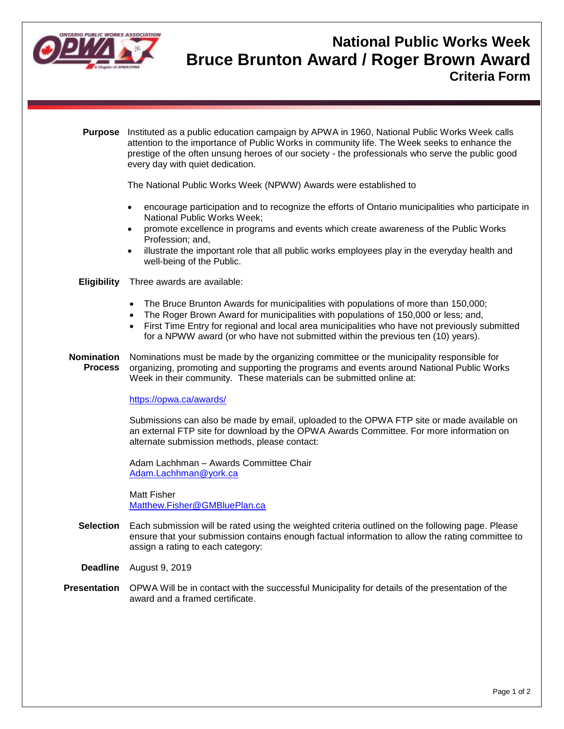# National Public Works Week
# Bruce Brunton Award / Roger Brown Award
## Criteria Form

**Purpose** Instituted as a public education campaign by APWA in 1960, National Public Works Week calls attention to the importance of Public Works in community life. The Week seeks to enhance the prestige of the often unsung heroes of our society - the professionals who serve the public good every day with quiet dedication.

The National Public Works Week (NPWW) Awards were established to

- encourage participation and to recognize the efforts of Ontario municipalities who participate in National Public Works Week;
- promote excellence in programs and events which create awareness of the Public Works Profession; and,
- illustrate the important role that all public works employees play in the everyday health and well-being of the Public.

**Eligibility** Three awards are available:

- The Bruce Brunton Awards for municipalities with populations of more than 150,000;
- The Roger Brown Award for municipalities with populations of 150,000 or less; and,
- First Time Entry for regional and local area municipalities who have not previously submitted for a NPWW award (or who have not submitted within the previous ten (10) years).

**Nomination Process** Nominations must be made by the organizing committee or the municipality responsible for organizing, promoting and supporting the programs and events around National Public Works Week in their community. These materials can be submitted online at:

https://opwa.ca/awards/

Submissions can also be made by email, uploaded to the OPWA FTP site or made available on an external FTP site for download by the OPWA Awards Committee. For more information on alternate submission methods, please contact:

Adam Lachhman – Awards Committee Chair
Adam.Lachhman@york.ca

Matt Fisher
Matthew.Fisher@GMBluePlan.ca

**Selection** Each submission will be rated using the weighted criteria outlined on the following page. Please ensure that your submission contains enough factual information to allow the rating committee to assign a rating to each category:

**Deadline** August 9, 2019

**Presentation** OPWA Will be in contact with the successful Municipality for details of the presentation of the award and a framed certificate.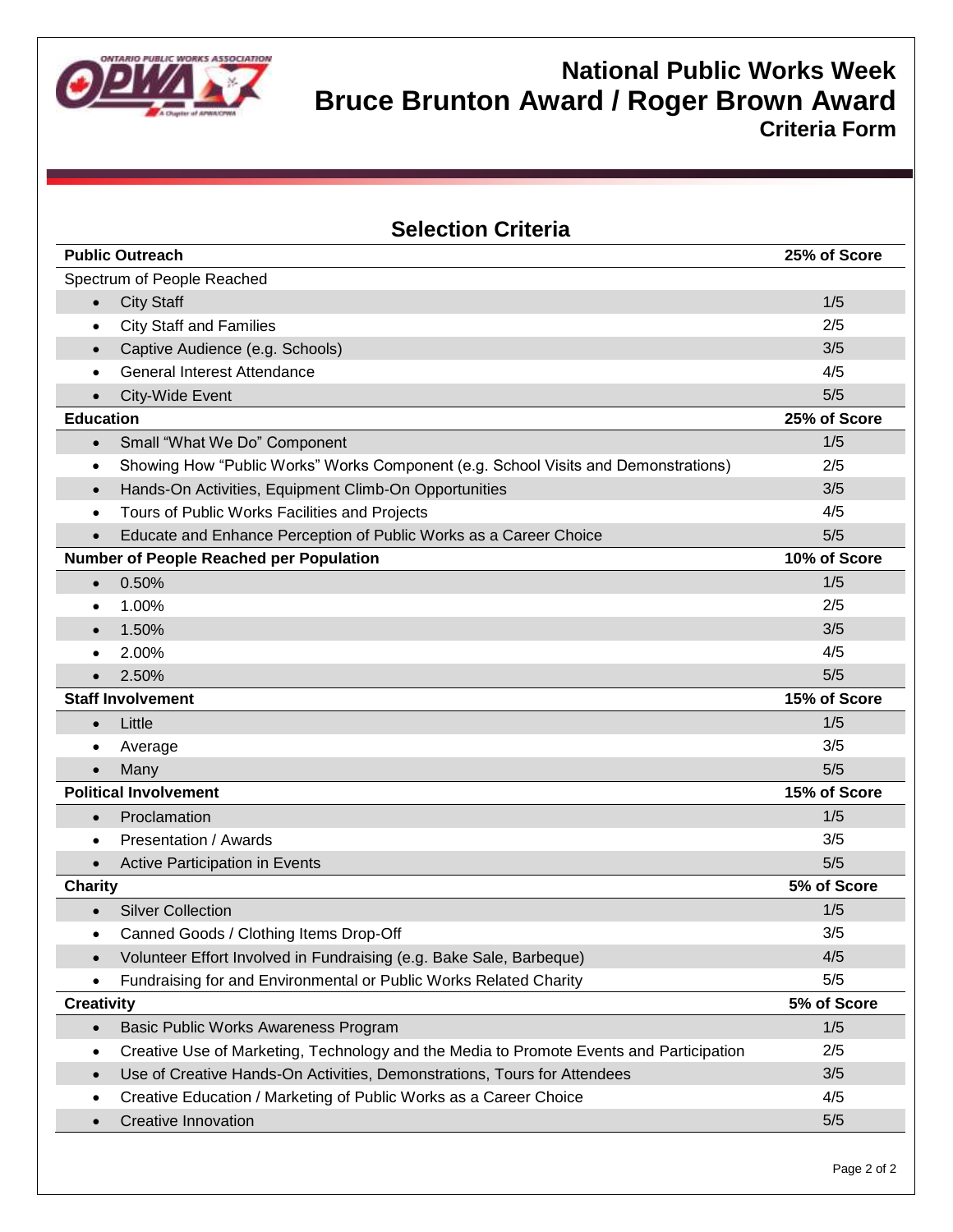# National Public Works Week
# Bruce Brunton Award / Roger Brown Award
## Criteria Form

## Selection Criteria

| | |
|---|---|
| **Public Outreach** | **25% of Score** |
| Spectrum of People Reached | |
| • City Staff | 1/5 |
| • City Staff and Families | 2/5 |
| • Captive Audience (e.g. Schools) | 3/5 |
| • General Interest Attendance | 4/5 |
| • City-Wide Event | 5/5 |
| **Education** | **25% of Score** |
| • Small "What We Do" Component | 1/5 |
| • Showing How "Public Works" Works Component (e.g. School Visits and Demonstrations) | 2/5 |
| • Hands-On Activities, Equipment Climb-On Opportunities | 3/5 |
| • Tours of Public Works Facilities and Projects | 4/5 |
| • Educate and Enhance Perception of Public Works as a Career Choice | 5/5 |
| **Number of People Reached per Population** | **10% of Score** |
| • 0.50% | 1/5 |
| • 1.00% | 2/5 |
| • 1.50% | 3/5 |
| • 2.00% | 4/5 |
| • 2.50% | 5/5 |
| **Staff Involvement** | **15% of Score** |
| • Little | 1/5 |
| • Average | 3/5 |
| • Many | 5/5 |
| **Political Involvement** | **15% of Score** |
| • Proclamation | 1/5 |
| • Presentation / Awards | 3/5 |
| • Active Participation in Events | 5/5 |
| **Charity** | **5% of Score** |
| • Silver Collection | 1/5 |
| • Canned Goods / Clothing Items Drop-Off | 3/5 |
| • Volunteer Effort Involved in Fundraising (e.g. Bake Sale, Barbeque) | 4/5 |
| • Fundraising for and Environmental or Public Works Related Charity | 5/5 |
| **Creativity** | **5% of Score** |
| • Basic Public Works Awareness Program | 1/5 |
| • Creative Use of Marketing, Technology and the Media to Promote Events and Participation | 2/5 |
| • Use of Creative Hands-On Activities, Demonstrations, Tours for Attendees | 3/5 |
| • Creative Education / Marketing of Public Works as a Career Choice | 4/5 |
| • Creative Innovation | 5/5 |